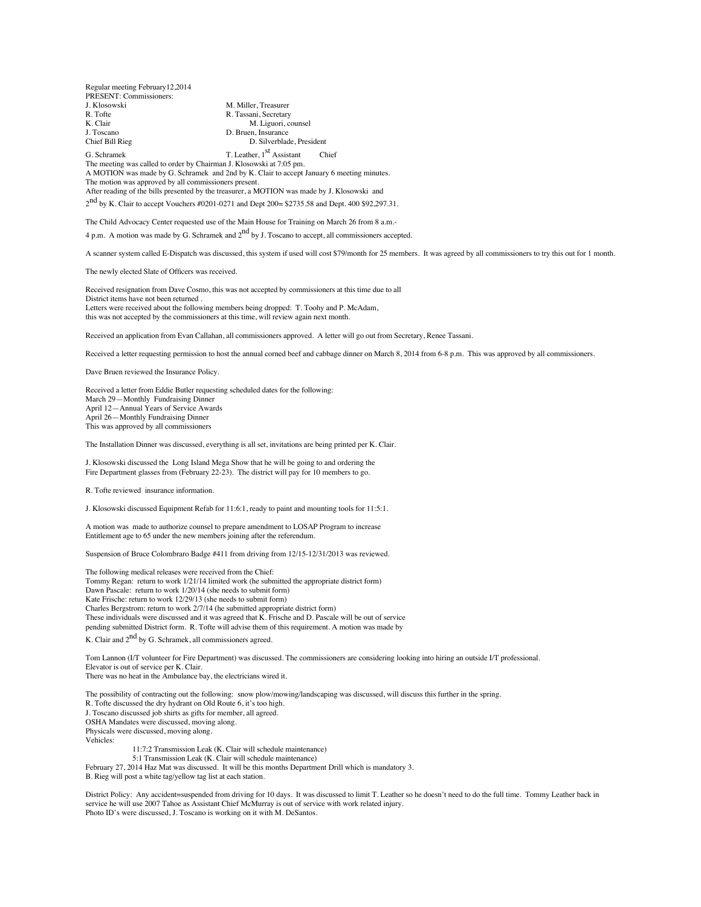Regular meeting February12,2014

PRESENT: Commissioners:

| | |
|---|---|
| J. Klosowski | M. Miller, Treasurer |
| R. Tofte | R. Tassani, Secretary |
| K. Clair | M. Liguori, counsel |
| J. Toscano | D. Bruen, Insurance |
| Chief Bill Rieg | D. Silverblade, President |
| G. Schramek | T. Leather, 1st Assistant Chief |

The meeting was called to order by Chairman J. Klosowski at 7:05 pm.

A MOTION was made by G. Schramek and 2nd by K. Clair to accept January 6 meeting minutes.

The motion was approved by all commissioners present.

After reading of the bills presented by the treasurer, a MOTION was made by J. Klosowski and 2nd by K. Clair to accept Vouchers #0201-0271 and Dept 200= $2735.58 and Dept. 400 $92,297.31.

The Child Advocacy Center requested use of the Main House for Training on March 26 from 8 a.m.- 4 p.m. A motion was made by G. Schramek and 2nd by J. Toscano to accept, all commissioners accepted.

A scanner system called E-Dispatch was discussed, this system if used will cost $79/month for 25 members. It was agreed by all commissioners to try this out for 1 month.

The newly elected Slate of Officers was received.

Received resignation from Dave Cosmo, this was not accepted by commissioners at this time due to all District items have not been returned .

Letters were received about the following members being dropped: T. Toohy and P. McAdam, this was not accepted by the commissioners at this time, will review again next month.

Received an application from Evan Callahan, all commissioners approved. A letter will go out from Secretary, Renee Tassani.

Received a letter requesting permission to host the annual corned beef and cabbage dinner on March 8, 2014 from 6-8 p.m. This was approved by all commissioners.

Dave Bruen reviewed the Insurance Policy.

Received a letter from Eddie Butler requesting scheduled dates for the following:

March 29—Monthly Fundraising Dinner

April 12—Annual Years of Service Awards

April 26—Monthly Fundraising Dinner

This was approved by all commissioners

The Installation Dinner was discussed, everything is all set, invitations are being printed per K. Clair.

J. Klosowski discussed the Long Island Mega Show that he will be going to and ordering the Fire Department glasses from (February 22-23). The district will pay for 10 members to go.

R. Tofte reviewed insurance information.

J. Klosowski discussed Equipment Refab for 11:6:1, ready to paint and mounting tools for 11:5:1.

A motion was made to authorize counsel to prepare amendment to LOSAP Program to increase Entitlement age to 65 under the new members joining after the referendum.

Suspension of Bruce Colombraro Badge #411 from driving from 12/15-12/31/2013 was reviewed.

The following medical releases were received from the Chief:

Tommy Regan: return to work 1/21/14 limited work (he submitted the appropriate district form)

Dawn Pascale: return to work 1/20/14 (she needs to submit form)

Kate Frische: return to work 12/29/13 (she needs to submit form)

Charles Bergstrom: return to work 2/7/14 (he submitted appropriate district form)

These individuals were discussed and it was agreed that K. Frische and D. Pascale will be out of service pending submitted District form. R. Tofte will advise them of this requirement. A motion was made by K. Clair and 2nd by G. Schramek, all commissioners agreed.

Tom Lannon (I/T volunteer for Fire Department) was discussed. The commissioners are considering looking into hiring an outside I/T professional.

Elevator is out of service per K. Clair.

There was no heat in the Ambulance bay, the electricians wired it.

The possibility of contracting out the following: snow plow/mowing/landscaping was discussed, will discuss this further in the spring.

R. Tofte discussed the dry hydrant on Old Route 6, it's too high.

J. Toscano discussed job shirts as gifts for member, all agreed.

OSHA Mandates were discussed, moving along.

Physicals were discussed, moving along.

Vehicles:

11:7:2 Transmission Leak (K. Clair will schedule maintenance)

5:1 Transmission Leak (K. Clair will schedule maintenance)

February 27, 2014 Haz Mat was discussed. It will be this months Department Drill which is mandatory 3.

B. Rieg will post a white tag/yellow tag list at each station.

District Policy: Any accident=suspended from driving for 10 days. It was discussed to limit T. Leather so he doesn't need to do the full time. Tommy Leather back in service he will use 2007 Tahoe as Assistant Chief McMurray is out of service with work related injury.

Photo ID's were discussed, J. Toscano is working on it with M. DeSantos.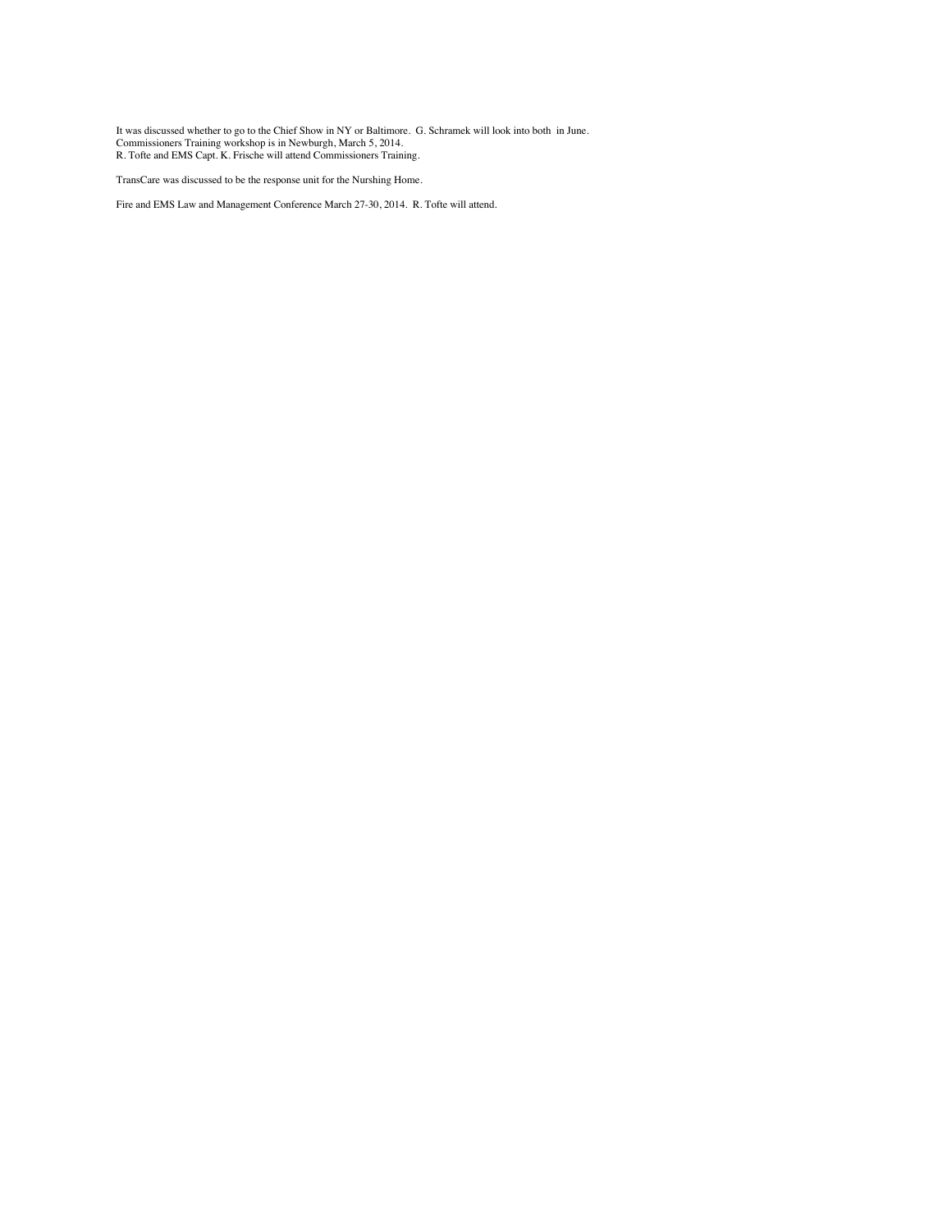It was discussed whether to go to the Chief Show in NY or Baltimore. G. Schramek will look into both in June.
Commissioners Training workshop is in Newburgh, March 5, 2014.
R. Tofte and EMS Capt. K. Frische will attend Commissioners Training.

TransCare was discussed to be the response unit for the Nurshing Home.

Fire and EMS Law and Management Conference March 27-30, 2014. R. Tofte will attend.